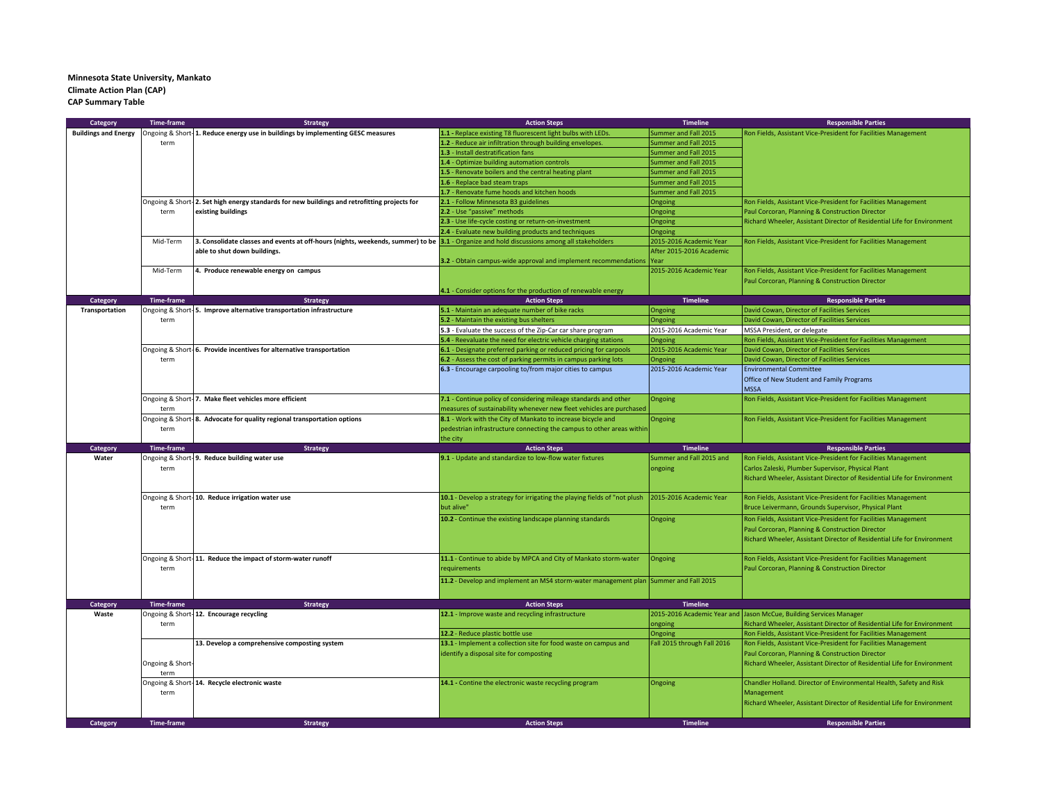**Minnesota State University, Mankato**
**Climate Action Plan (CAP)**
**CAP Summary Table**

| Category | Time-frame | Strategy | Action Steps | Timeline | Responsible Parties |
|---|---|---|---|---|---|
| **Buildings and Energy** | Ongoing & Short-term | **1. Reduce energy use in buildings by implementing GESC measures** | **1.1** - Replace existing T8 fluorescent light bulbs with LEDs. | Summer and Fall 2015 | Ron Fields, Assistant Vice-President for Facilities Management |
| | | | **1.2** - Reduce air infiltration through building envelopes. | Summer and Fall 2015 | |
| | | | **1.3** - Install destratification fans | Summer and Fall 2015 | |
| | | | **1.4** - Optimize building automation controls | Summer and Fall 2015 | |
| | | | **1.5** - Renovate boilers and the central heating plant | Summer and Fall 2015 | |
| | | | **1.6** - Replace bad steam traps | Summer and Fall 2015 | |
| | | | **1.7** - Renovate fume hoods and kitchen hoods | Summer and Fall 2015 | |
| | Ongoing & Short-term | **2. Set high energy standards for new buildings and retrofitting projects for existing buildings** | **2.1** - Follow Minnesota B3 guidelines | Ongoing | Ron Fields, Assistant Vice-President for Facilities Management<br>Paul Corcoran, Planning & Construction Director<br>Richard Wheeler, Assistant Director of Residential Life for Environment |
| | | | **2.2** - Use "passive" methods | Ongoing | |
| | | | **2.3** - Use life-cycle costing or return-on-investment | Ongoing | |
| | | | **2.4** - Evaluate new building products and techniques | Ongoing | |
| | Mid-Term | **3. Consolidate classes and events at off-hours (nights, weekends, summer) to be able to shut down buildings.** | **3.1** - Organize and hold discussions among all stakeholders | 2015-2016 Academic Year | Ron Fields, Assistant Vice-President for Facilities Management |
| | | | **3.2** - Obtain campus-wide approval and implement recommendations | After 2015-2016 Academic Year | |
| | Mid-Term | **4. Produce renewable energy on campus** | **4.1** - Consider options for the production of renewable energy | 2015-2016 Academic Year | Ron Fields, Assistant Vice-President for Facilities Management<br>Paul Corcoran, Planning & Construction Director |
| **Category** | **Time-frame** | **Strategy** | **Action Steps** | **Timeline** | **Responsible Parties** |
| **Transportation** | Ongoing & Short-term | **5. Improve alternative transportation infrastructure** | **5.1** - Maintain an adequate number of bike racks | Ongoing | David Cowan, Director of Facilities Services |
| | | | **5.2** - Maintain the existing bus shelters | Ongoing | David Cowan, Director of Facilities Services |
| | | | **5.3** - Evaluate the success of the Zip-Car car share program | 2015-2016 Academic Year | MSSA President, or delegate |
| | | | **5.4** - Reevaluate the need for electric vehicle charging stations | Ongoing | Ron Fields, Assistant Vice-President for Facilities Management |
| | Ongoing & Short-term | **6. Provide incentives for alternative transportation** | **6.1** - Designate preferred parking or reduced pricing for carpools | 2015-2016 Academic Year | David Cowan, Director of Facilities Services |
| | | | **6.2** - Assess the cost of parking permits in campus parking lots | Ongoing | David Cowan, Director of Facilities Services |
| | | | **6.3** - Encourage carpooling to/from major cities to campus | 2015-2016 Academic Year | Environmental Committee<br>Office of New Student and Family Programs<br>MSSA |
| | Ongoing & Short-term | **7. Make fleet vehicles more efficient** | **7.1** - Continue policy of considering mileage standards and other measures of sustainability whenever new fleet vehicles are purchased | Ongoing | Ron Fields, Assistant Vice-President for Facilities Management |
| | Ongoing & Short-term | **8. Advocate for quality regional transportation options** | **8.1** - Work with the City of Mankato to increase bicycle and pedestrian infrastructure connecting the campus to other areas within the city | Ongoing | Ron Fields, Assistant Vice-President for Facilities Management |
| **Category** | **Time-frame** | **Strategy** | **Action Steps** | **Timeline** | **Responsible Parties** |
| **Water** | Ongoing & Short-term | **9. Reduce building water use** | **9.1** - Update and standardize to low-flow water fixtures | Summer and Fall 2015 and ongoing | Ron Fields, Assistant Vice-President for Facilities Management<br>Carlos Zaleski, Plumber Supervisor, Physical Plant<br>Richard Wheeler, Assistant Director of Residential Life for Environment |
| | Ongoing & Short-term | **10. Reduce irrigation water use** | **10.1** - Develop a strategy for irrigating the playing fields of "not plush but alive" | 2015-2016 Academic Year | Ron Fields, Assistant Vice-President for Facilities Management<br>Bruce Leivermann, Grounds Supervisor, Physical Plant |
| | | | **10.2** - Continue the existing landscape planning standards | Ongoing | Ron Fields, Assistant Vice-President for Facilities Management<br>Paul Corcoran, Planning & Construction Director<br>Richard Wheeler, Assistant Director of Residential Life for Environment |
| | Ongoing & Short-term | **11. Reduce the impact of storm-water runoff** | **11.1** - Continue to abide by MPCA and City of Mankato storm-water requirements | Ongoing | Ron Fields, Assistant Vice-President for Facilities Management<br>Paul Corcoran, Planning & Construction Director |
| | | | **11.2** - Develop and implement an MS4 storm-water management plan | Summer and Fall 2015 | |
| **Category** | **Time-frame** | **Strategy** | **Action Steps** | **Timeline** | |
| **Waste** | Ongoing & Short-term | **12. Encourage recycling** | **12.1** - Improve waste and recycling infrastructure | 2015-2016 Academic Year and ongoing | Jason McCue, Building Services Manager<br>Richard Wheeler, Assistant Director of Residential Life for Environment |
| | | | **12.2** - Reduce plastic bottle use | Ongoing | Ron Fields, Assistant Vice-President for Facilities Management |
| | Ongoing & Short-term | **13. Develop a comprehensive composting system** | **13.1** - Implement a collection site for food waste on campus and identify a disposal site for composting | Fall 2015 through Fall 2016 | Ron Fields, Assistant Vice-President for Facilities Management<br>Paul Corcoran, Planning & Construction Director<br>Richard Wheeler, Assistant Director of Residential Life for Environment |
| | Ongoing & Short-term | **14. Recycle electronic waste** | **14.1** - Contine the electronic waste recycling program | Ongoing | Chandler Holland. Director of Environmental Health, Safety and Risk Management<br>Richard Wheeler, Assistant Director of Residential Life for Environment |
| **Category** | **Time-frame** | **Strategy** | **Action Steps** | **Timeline** | **Responsible Parties** |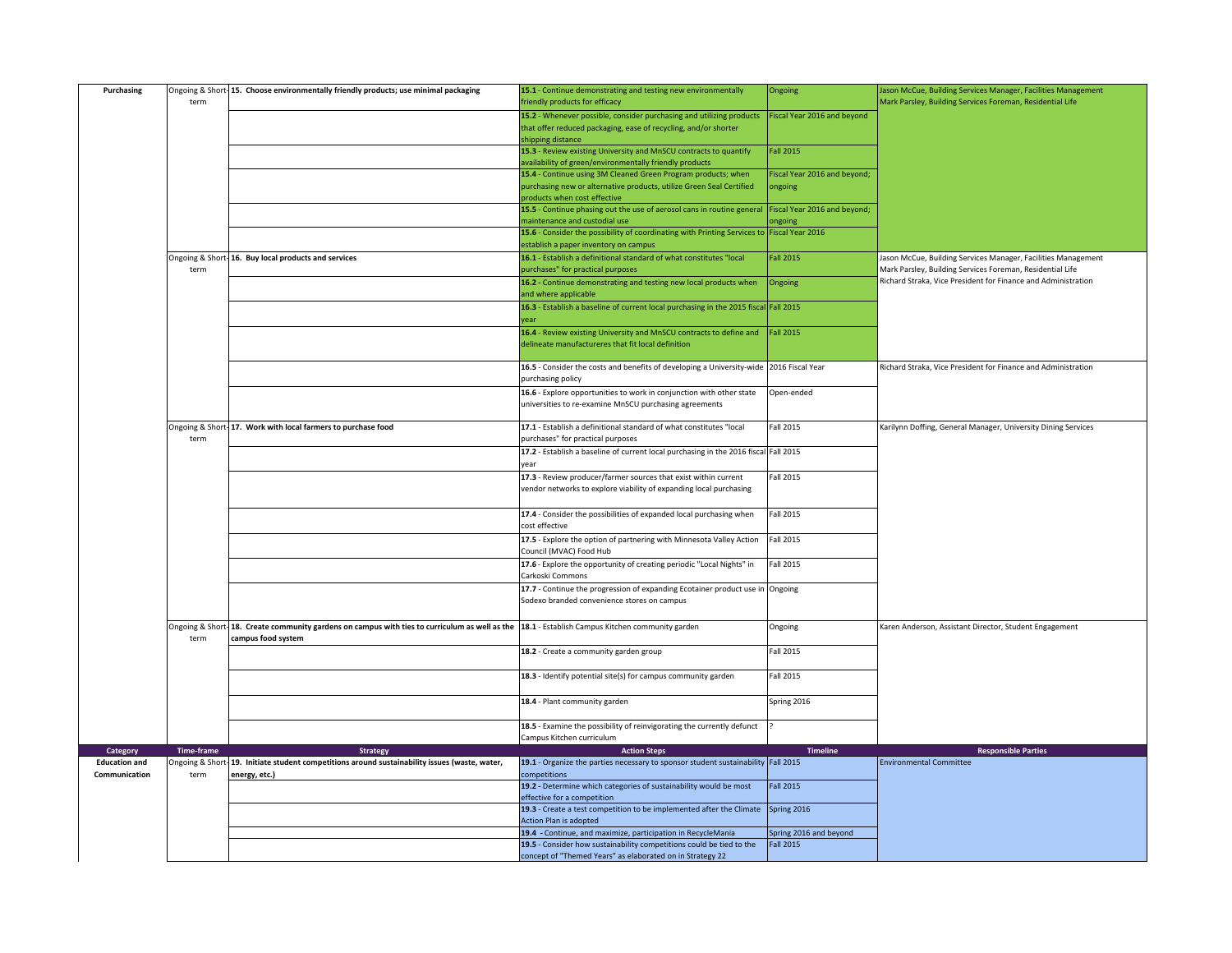| Category | Time-frame | Strategy | Action Steps | Timeline | Responsible Parties |
|---|---|---|---|---|---|
| **Purchasing** | Ongoing & Short-term | **15. Choose environmentally friendly products; use minimal packaging** | **15.1** - Continue demonstrating and testing new environmentally friendly products for efficacy | Ongoing | Jason McCue, Building Services Manager, Facilities Management<br>Mark Parsley, Building Services Foreman, Residential Life |
| | | | **15.2** - Whenever possible, consider purchasing and utilizing products that offer reduced packaging, ease of recycling, and/or shorter shipping distance | Fiscal Year 2016 and beyond | |
| | | | **15.3** - Review existing University and MnSCU contracts to quantify availability of green/environmentally friendly products | Fall 2015 | |
| | | | **15.4** - Continue using 3M Cleaned Green Program products; when purchasing new or alternative products, utilize Green Seal Certified products when cost effective | Fiscal Year 2016 and beyond; ongoing | |
| | | | **15.5** - Continue phasing out the use of aerosol cans in routine general maintenance and custodial use | Fiscal Year 2016 and beyond; ongoing | |
| | | | **15.6** - Consider the possibility of coordinating with Printing Services to establish a paper inventory on campus | Fiscal Year 2016 | |
| | Ongoing & Short-term | **16. Buy local products and services** | **16.1** - Establish a definitional standard of what constitutes "local purchases" for practical purposes | Fall 2015 | Jason McCue, Building Services Manager, Facilities Management<br>Mark Parsley, Building Services Foreman, Residential Life<br>Richard Straka, Vice President for Finance and Administration |
| | | | **16.2** - Continue demonstrating and testing new local products when and where applicable | Ongoing | |
| | | | **16.3** - Establish a baseline of current local purchasing in the 2015 fiscal year | Fall 2015 | |
| | | | **16.4** - Review existing University and MnSCU contracts to define and delineate manufactureres that fit local definition | Fall 2015 | |
| | | | **16.5** - Consider the costs and benefits of developing a University-wide purchasing policy | 2016 Fiscal Year | Richard Straka, Vice President for Finance and Administration |
| | | | **16.6** - Explore opportunities to work in conjunction with other state universities to re-examine MnSCU purchasing agreements | Open-ended | |
| | Ongoing & Short-term | **17. Work with local farmers to purchase food** | **17.1** - Establish a definitional standard of what constitutes "local purchases" for practical purposes | Fall 2015 | Karilynn Doffing, General Manager, University Dining Services |
| | | | **17.2** - Establish a baseline of current local purchasing in the 2016 fiscal year | Fall 2015 | |
| | | | **17.3** - Review producer/farmer sources that exist within current vendor networks to explore viability of expanding local purchasing | Fall 2015 | |
| | | | **17.4** - Consider the possibilities of expanded local purchasing when cost effective | Fall 2015 | |
| | | | **17.5** - Explore the option of partnering with Minnesota Valley Action Council (MVAC) Food Hub | Fall 2015 | |
| | | | **17.6** - Explore the opportunity of creating periodic "Local Nights" in Carkoski Commons | Fall 2015 | |
| | | | **17.7** - Continue the progression of expanding Ecotainer product use in Sodexo branded convenience stores on campus | Ongoing | |
| | Ongoing & Short-term | **18. Create community gardens on campus with ties to curriculum as well as the campus food system** | **18.1** - Establish Campus Kitchen community garden | Ongoing | Karen Anderson, Assistant Director, Student Engagement |
| | | | **18.2** - Create a community garden group | Fall 2015 | |
| | | | **18.3** - Identify potential site(s) for campus community garden | Fall 2015 | |
| | | | **18.4** - Plant community garden | Spring 2016 | |
| | | | **18.5** - Examine the possibility of reinvigorating the currently defunct Campus Kitchen curriculum | ? | |
| **Category** | **Time-frame** | **Strategy** | **Action Steps** | **Timeline** | **Responsible Parties** |
| **Education and Communication** | Ongoing & Short-term | **19. Initiate student competitions around sustainability issues (waste, water, energy, etc.)** | **19.1** - Organize the parties necessary to sponsor student sustainability competitions | Fall 2015 | Environmental Committee |
| | | | **19.2** - Determine which categories of sustainability would be most effective for a competition | Fall 2015 | |
| | | | **19.3** - Create a test competition to be implemented after the Climate Action Plan is adopted | Spring 2016 | |
| | | | **19.4** - Continue, and maximize, participation in RecycleMania | Spring 2016 and beyond | |
| | | | **19.5** - Consider how sustainability competitions could be tied to the concept of "Themed Years" as elaborated on in Strategy 22 | Fall 2015 | |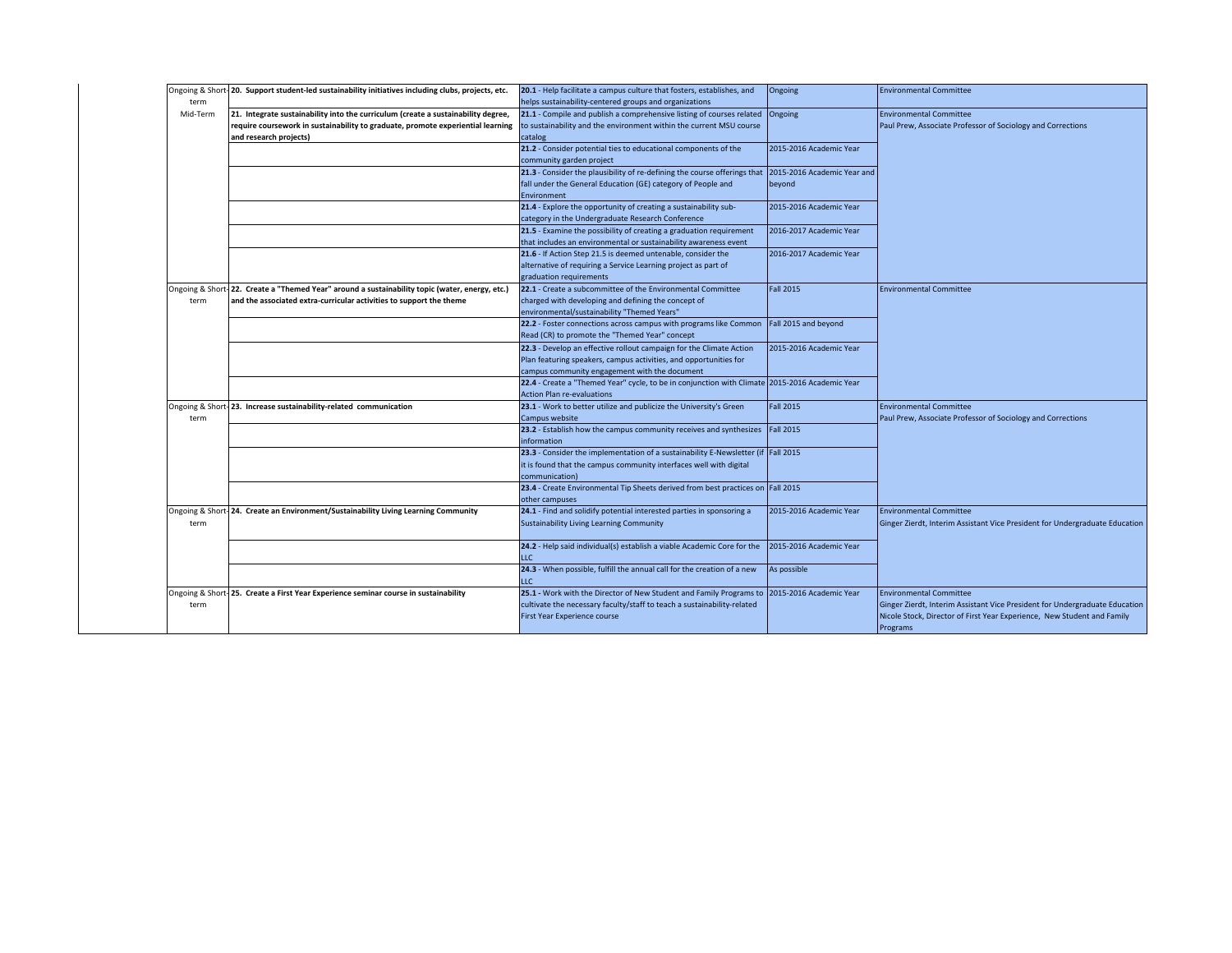| | | | | |
|---|---|---|---|---|
| Ongoing & Short-term | **20. Support student-led sustainability initiatives including clubs, projects, etc.** | **20.1** - Help facilitate a campus culture that fosters, establishes, and helps sustainability-centered groups and organizations | Ongoing | Environmental Committee |
| Mid-Term | **21. Integrate sustainability into the curriculum (create a sustainability degree, require coursework in sustainability to graduate, promote experiential learning and research projects)** | **21.1** - Compile and publish a comprehensive listing of courses related to sustainability and the environment within the current MSU course catalog | Ongoing | Environmental Committee<br>Paul Prew, Associate Professor of Sociology and Corrections |
| | | **21.2** - Consider potential ties to educational components of the community garden project | 2015-2016 Academic Year | |
| | | **21.3** - Consider the plausibility of re-defining the course offerings that fall under the General Education (GE) category of People and Environment | 2015-2016 Academic Year and beyond | |
| | | **21.4** - Explore the opportunity of creating a sustainability sub-category in the Undergraduate Research Conference | 2015-2016 Academic Year | |
| | | **21.5** - Examine the possibility of creating a graduation requirement that includes an environmental or sustainability awareness event | 2016-2017 Academic Year | |
| | | **21.6** - If Action Step 21.5 is deemed untenable, consider the alternative of requiring a Service Learning project as part of graduation requirements | 2016-2017 Academic Year | |
| Ongoing & Short-term | **22. Create a "Themed Year" around a sustainability topic (water, energy, etc.) and the associated extra-curricular activities to support the theme** | **22.1** - Create a subcommittee of the Environmental Committee charged with developing and defining the concept of environmental/sustainability "Themed Years" | Fall 2015 | Environmental Committee |
| | | **22.2** - Foster connections across campus with programs like Common Read (CR) to promote the "Themed Year" concept | Fall 2015 and beyond | |
| | | **22.3** - Develop an effective rollout campaign for the Climate Action Plan featuring speakers, campus activities, and opportunities for campus community engagement with the document | 2015-2016 Academic Year | |
| | | **22.4** - Create a "Themed Year" cycle, to be in conjunction with Climate Action Plan re-evaluations | 2015-2016 Academic Year | |
| Ongoing & Short-term | **23. Increase sustainability-related communication** | **23.1** - Work to better utilize and publicize the University's Green Campus website | Fall 2015 | Environmental Committee<br>Paul Prew, Associate Professor of Sociology and Corrections |
| | | **23.2** - Establish how the campus community receives and synthesizes information | Fall 2015 | |
| | | **23.3** - Consider the implementation of a sustainability E-Newsletter (if it is found that the campus community interfaces well with digital communication) | Fall 2015 | |
| | | **23.4** - Create Environmental Tip Sheets derived from best practices on other campuses | Fall 2015 | |
| Ongoing & Short-term | **24. Create an Environment/Sustainability Living Learning Community** | **24.1** - Find and solidify potential interested parties in sponsoring a Sustainability Living Learning Community | 2015-2016 Academic Year | Environmental Committee<br>Ginger Zierdt, Interim Assistant Vice President for Undergraduate Education |
| | | **24.2** - Help said individual(s) establish a viable Academic Core for the LLC | 2015-2016 Academic Year | |
| | | **24.3** - When possible, fulfill the annual call for the creation of a new LLC | As possible | |
| Ongoing & Short-term | **25. Create a First Year Experience seminar course in sustainability** | **25.1** - Work with the Director of New Student and Family Programs to cultivate the necessary faculty/staff to teach a sustainability-related First Year Experience course | 2015-2016 Academic Year | Environmental Committee<br>Ginger Zierdt, Interim Assistant Vice President for Undergraduate Education<br>Nicole Stock, Director of First Year Experience, New Student and Family Programs |